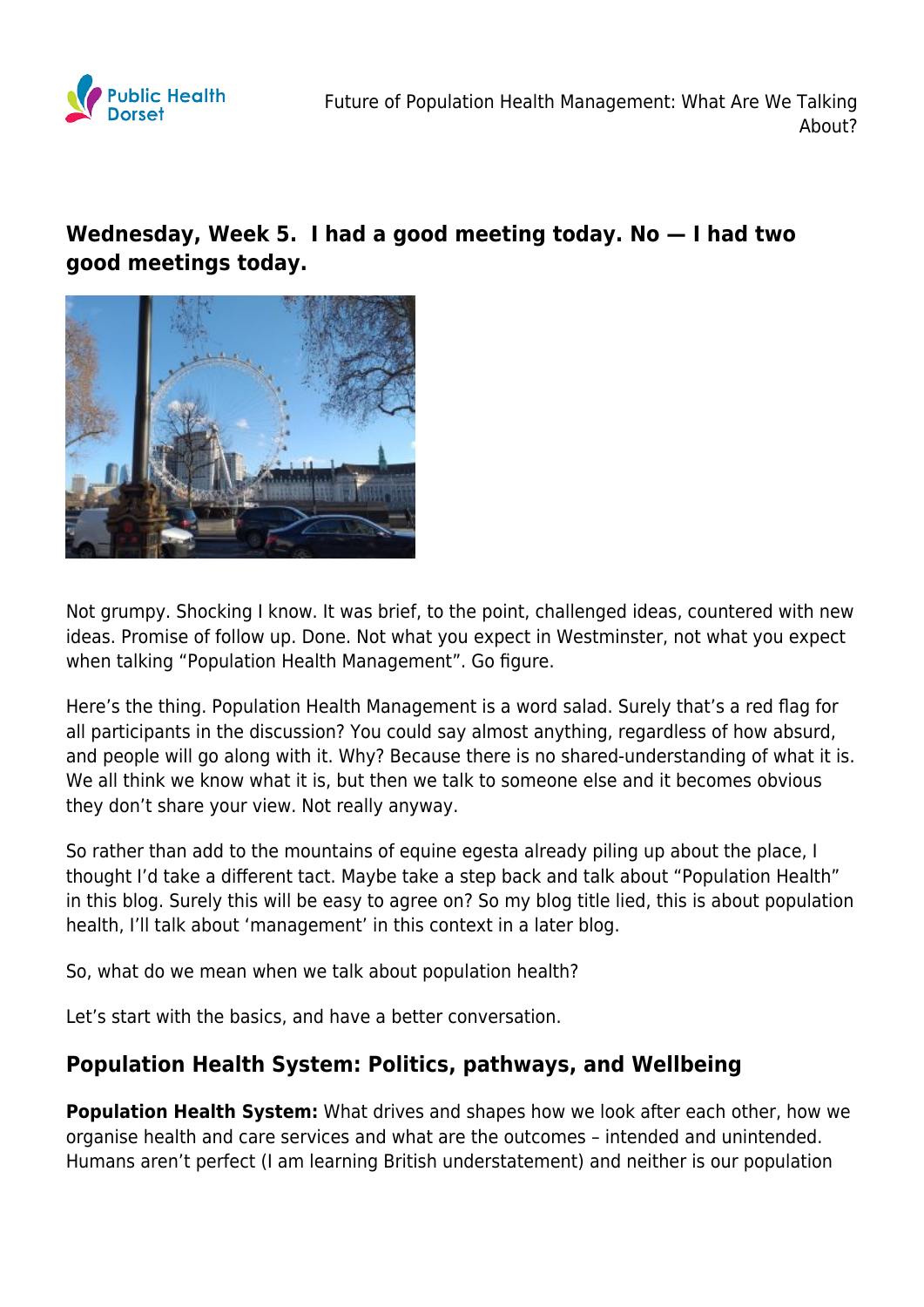## Wednesday, Week 5. I had a good meeting today. No — I had two good meetings today.

Not grumpy. Shocking I know. It was brief, to the point, challenged ideas, countered with new ideas. Promise of follow up. Done. Not what you expect in Westminster, not what you expect when talking "Population Health Management". Go figure.

Here's the thing. Population Health Management is a word salad. Surely that's a red flag for all participants in the discussion? You could say almost anything, regardless of how absurd, and people will go along with it. Why? Because there is no shared-understanding of what it is. We all think we know what it is, but then we talk to someone else and it becomes obvious they don't share your view. Not really anyway.

So rather than add to the mountains of equine egesta already piling up about the place, I thought I'd take a different tact. Maybe take a step back and talk about "Population Health" in this blog. Surely this will be easy to agree on? So my blog title lied, this is about population health, I'll talk about 'management' in this context in a later blog.

So, what do we mean when we talk about population health?

Let's start with the basics, and have a better conversation.

## Population Health System: Politics, pathways, and Wellbeing

**Population Health System:** What drives and shapes how we look after each other, how we organise health and care services and what are the outcomes – intended and unintended. Humans aren't perfect (I am learning British understatement) and neither is our population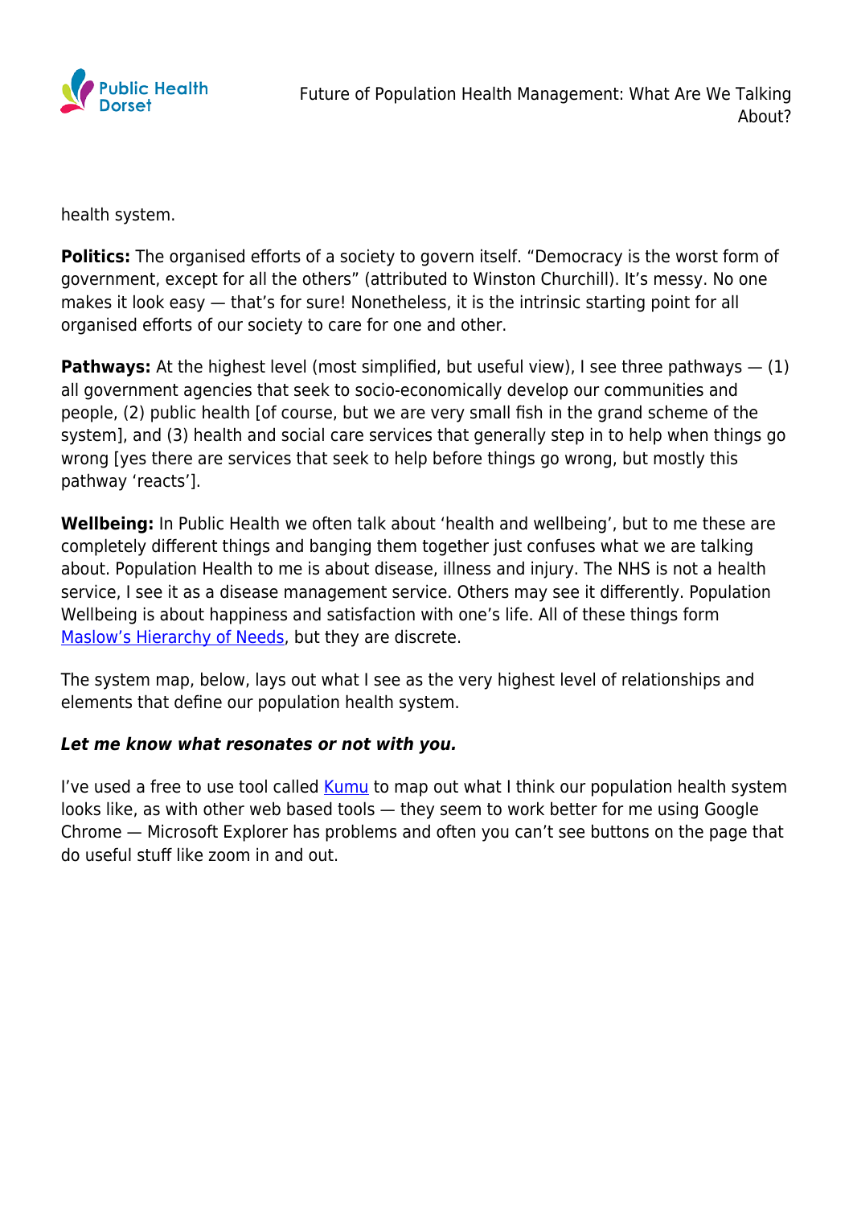health system.

**Politics:** The organised efforts of a society to govern itself. "Democracy is the worst form of government, except for all the others" (attributed to Winston Churchill). It's messy. No one makes it look easy — that's for sure! Nonetheless, it is the intrinsic starting point for all organised efforts of our society to care for one and other.

**Pathways:** At the highest level (most simplified, but useful view), I see three pathways — (1) all government agencies that seek to socio-economically develop our communities and people, (2) public health [of course, but we are very small fish in the grand scheme of the system], and (3) health and social care services that generally step in to help when things go wrong [yes there are services that seek to help before things go wrong, but mostly this pathway 'reacts'].

**Wellbeing:** In Public Health we often talk about 'health and wellbeing', but to me these are completely different things and banging them together just confuses what we are talking about. Population Health to me is about disease, illness and injury. The NHS is not a health service, I see it as a disease management service. Others may see it differently. Population Wellbeing is about happiness and satisfaction with one's life. All of these things form [Maslow's Hierarchy of Needs](), but they are discrete.

The system map, below, lays out what I see as the very highest level of relationships and elements that define our population health system.

***Let me know what resonates or not with you.***

I've used a free to use tool called [Kumu]() to map out what I think our population health system looks like, as with other web based tools — they seem to work better for me using Google Chrome — Microsoft Explorer has problems and often you can't see buttons on the page that do useful stuff like zoom in and out.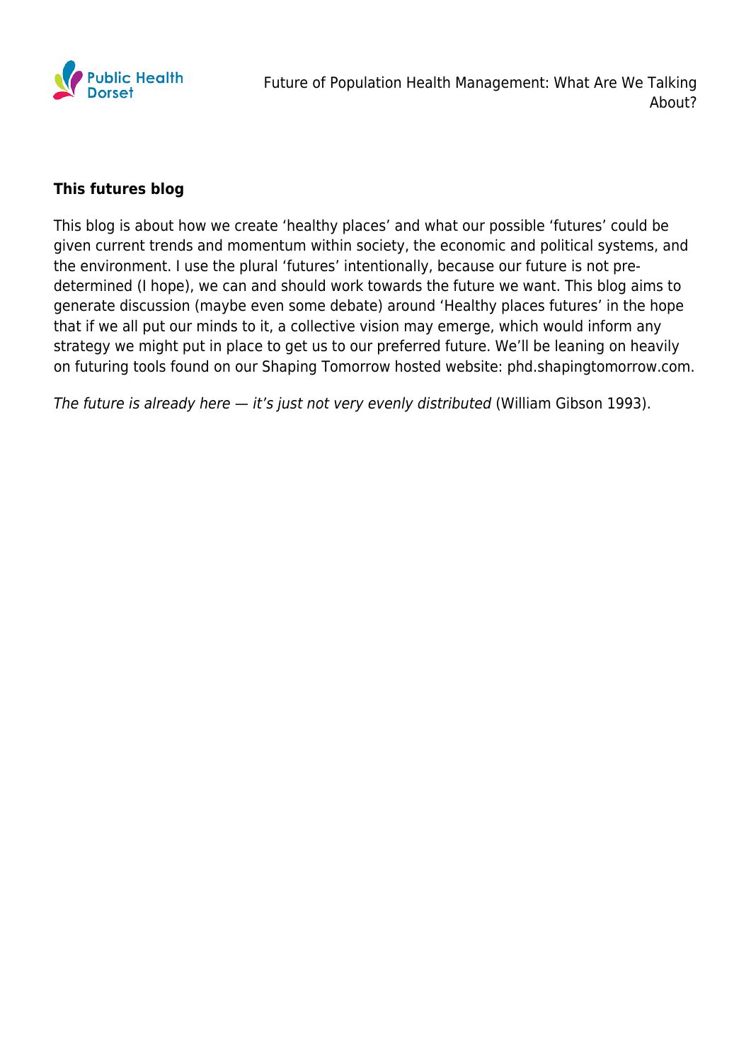**This futures blog**

This blog is about how we create ‘healthy places’ and what our possible ‘futures’ could be given current trends and momentum within society, the economic and political systems, and the environment. I use the plural ‘futures’ intentionally, because our future is not pre-determined (I hope), we can and should work towards the future we want. This blog aims to generate discussion (maybe even some debate) around ‘Healthy places futures’ in the hope that if we all put our minds to it, a collective vision may emerge, which would inform any strategy we might put in place to get us to our preferred future. We’ll be leaning on heavily on futuring tools found on our Shaping Tomorrow hosted website: phd.shapingtomorrow.com.

*The future is already here — it’s just not very evenly distributed* (William Gibson 1993).